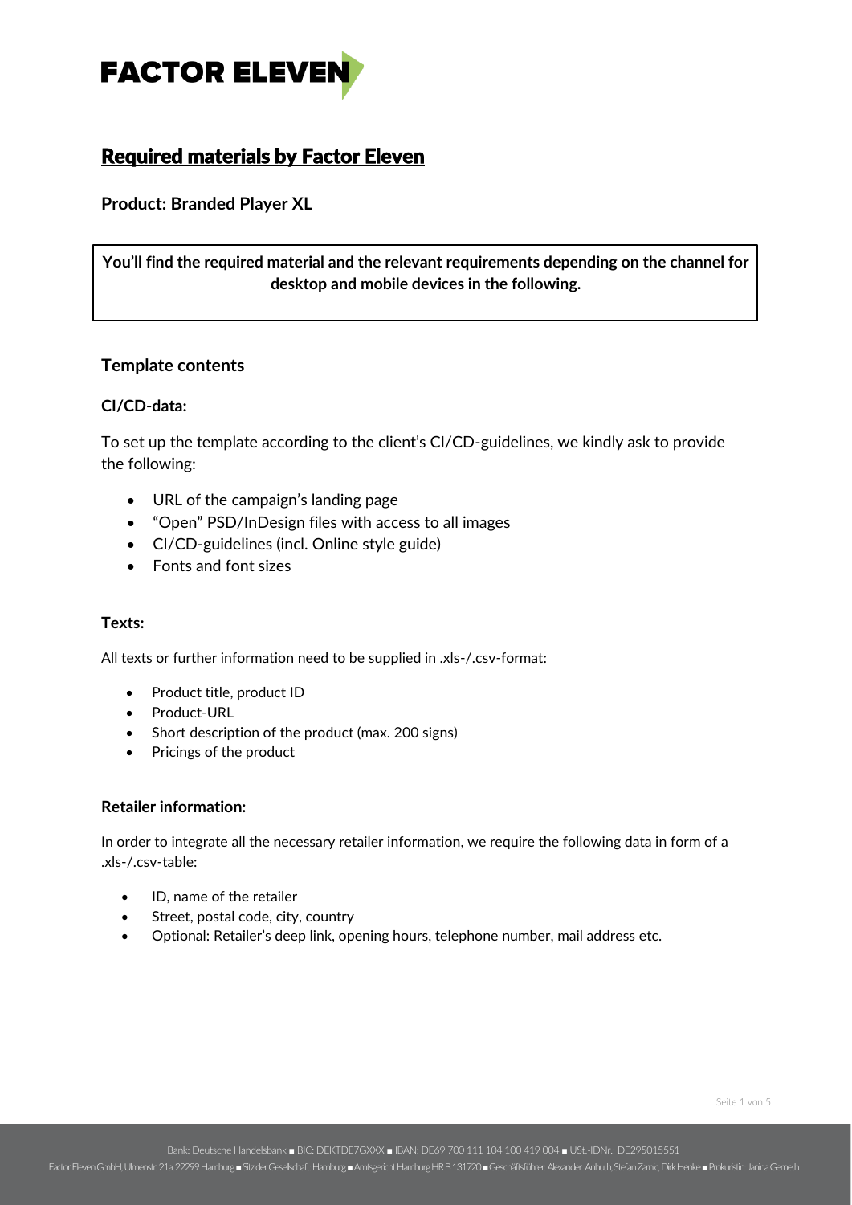# FACTOR ELEVEN

## Required materials by Factor Eleven

**Product: Branded Player XL**

**You'll find the required material and the relevant requirements depending on the channel for desktop and mobile devices in the following.**

### Template contents

**CI/CD-data:**

To set up the template according to the client's CI/CD-guidelines, we kindly ask to provide the following:

- URL of the campaign's landing page
- "Open" PSD/InDesign files with access to all images
- CI/CD-guidelines (incl. Online style guide)
- Fonts and font sizes

**Texts:**

All texts or further information need to be supplied in .xls-/.csv-format:

- Product title, product ID
- Product-URL
- Short description of the product (max. 200 signs)
- Pricings of the product

**Retailer information:**

In order to integrate all the necessary retailer information, we require the following data in form of a .xls-/.csv-table:

- ID, name of the retailer
- Street, postal code, city, country
- Optional: Retailer's deep link, opening hours, telephone number, mail address etc.

Bank: Deutsche Handelsbank ■ BIC: DEKTDE7GXXX ■ IBAN: DE69 700 111 104 100 419 004 ■ USt.-IDNr.: DE295015551

Factor Eleven GmbH, Ulmenstr. 21a, 22299 Hamburg ■ Sitz der Gesellschaft: Hamburg ■ Amtsgericht Hamburg HR B 131720 ■ Geschäftsführer: Alexander Anhuth, Stefan Zarnic, Dirk Henke ■ Prokuristin: Janina Gerneth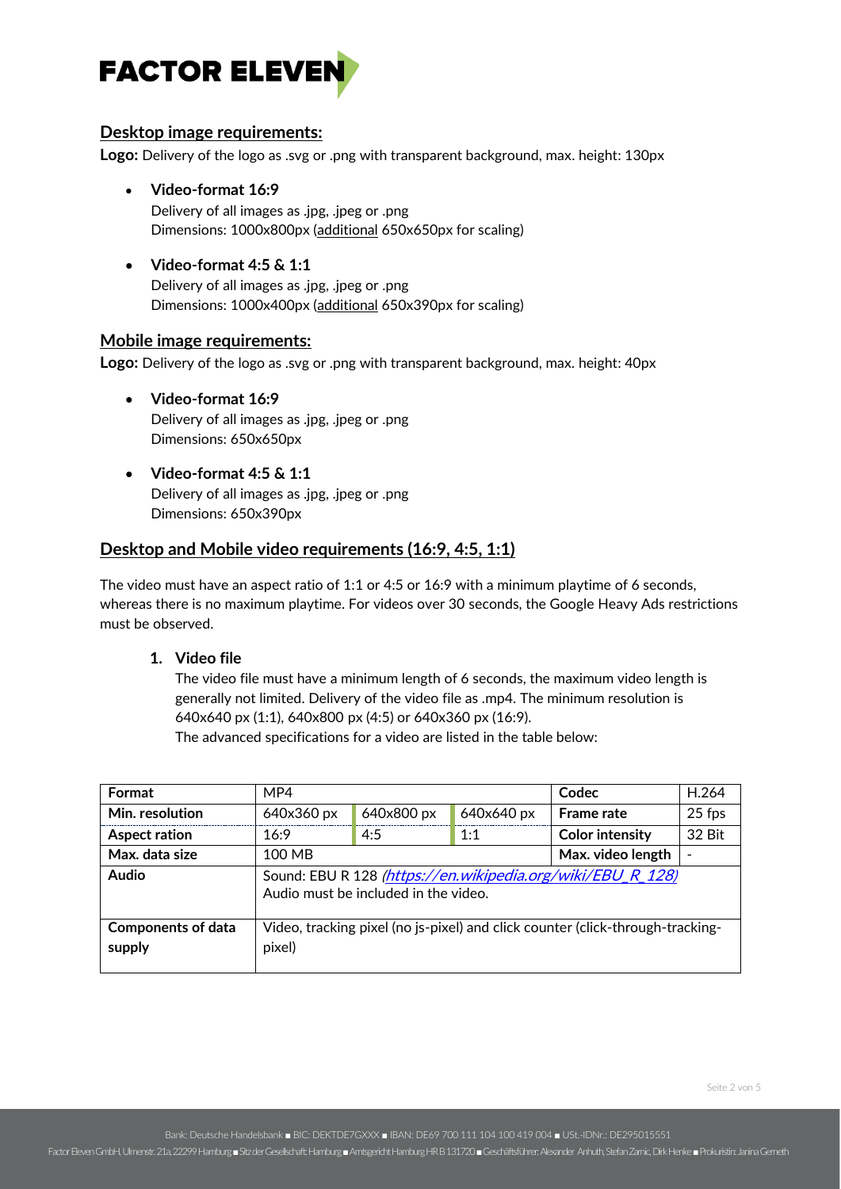**FACTOR ELEVEN**

## Desktop image requirements:

**Logo:** Delivery of the logo as .svg or .png with transparent background, max. height: 130px

- **Video-format 16:9**
  Delivery of all images as .jpg, .jpeg or .png
  Dimensions: 1000x800px (additional 650x650px for scaling)

- **Video-format 4:5 & 1:1**
  Delivery of all images as .jpg, .jpeg or .png
  Dimensions: 1000x400px (additional 650x390px for scaling)

## Mobile image requirements:

**Logo:** Delivery of the logo as .svg or .png with transparent background, max. height: 40px

- **Video-format 16:9**
  Delivery of all images as .jpg, .jpeg or .png
  Dimensions: 650x650px

- **Video-format 4:5 & 1:1**
  Delivery of all images as .jpg, .jpeg or .png
  Dimensions: 650x390px

## Desktop and Mobile video requirements (16:9, 4:5, 1:1)

The video must have an aspect ratio of 1:1 or 4:5 or 16:9 with a minimum playtime of 6 seconds, whereas there is no maximum playtime. For videos over 30 seconds, the Google Heavy Ads restrictions must be observed.

1. **Video file**
   The video file must have a minimum length of 6 seconds, the maximum video length is generally not limited. Delivery of the video file as .mp4. The minimum resolution is 640x640 px (1:1), 640x800 px (4:5) or 640x360 px (16:9).
   The advanced specifications for a video are listed in the table below:

| **Format** | MP4 | | | **Codec** | H.264 |
|---|---|---|---|---|---|
| **Min. resolution** | 640x360 px | 640x800 px | 640x640 px | **Frame rate** | 25 fps |
| **Aspect ration** | 16:9 | 4:5 | 1:1 | **Color intensity** | 32 Bit |
| **Max. data size** | 100 MB | | | **Max. video length** | - |
| **Audio** | Sound: EBU R 128 (*https://en.wikipedia.org/wiki/EBU_R_128)* Audio must be included in the video. | | | | |
| **Components of data supply** | Video, tracking pixel (no js-pixel) and click counter (click-through-tracking-pixel) | | | | |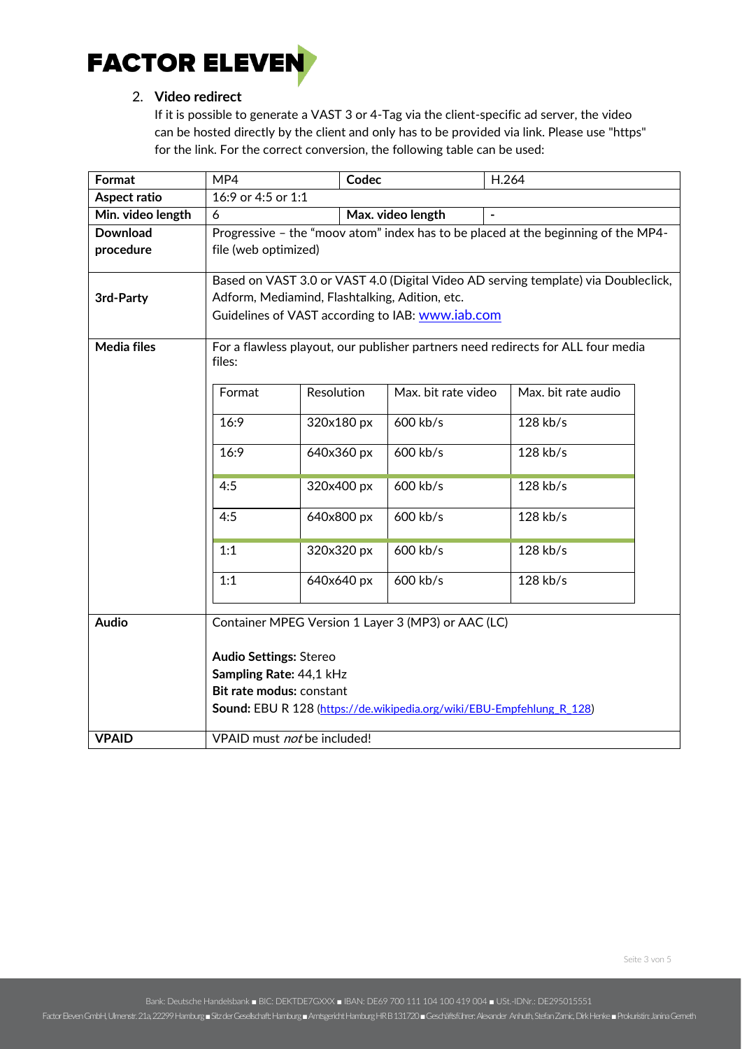## 2. Video redirect

If it is possible to generate a VAST 3 or 4-Tag via the client-specific ad server, the video can be hosted directly by the client and only has to be provided via link. Please use "https" for the link. For the correct conversion, the following table can be used:

| **Format** | MP4 | **Codec** | H.264 |
|---|---|---|---|
| **Aspect ratio** | 16:9 or 4:5 or 1:1 | | |
| **Min. video length** | 6 | **Max. video length** | - |
| **Download procedure** | Progressive – the "moov atom" index has to be placed at the beginning of the MP4-file (web optimized) | | |
| **3rd-Party** | Based on VAST 3.0 or VAST 4.0 (Digital Video AD serving template) via Doubleclick, Adform, Mediamind, Flashtalking, Adition, etc.<br>Guidelines of VAST according to IAB: www.iab.com | | |
| **Media files** | For a flawless playout, our publisher partners need redirects for ALL four media files: | | |
| **Audio** | Container MPEG Version 1 Layer 3 (MP3) or AAC (LC)<br><br>**Audio Settings:** Stereo<br>**Sampling Rate:** 44,1 kHz<br>**Bit rate modus:** constant<br>**Sound:** EBU R 128 (https://de.wikipedia.org/wiki/EBU-Empfehlung_R_128) | | |
| **VPAID** | VPAID must *not* be included! | | |

Media files:

| Format | Resolution | Max. bit rate video | Max. bit rate audio |
|---|---|---|---|
| 16:9 | 320x180 px | 600 kb/s | 128 kb/s |
| 16:9 | 640x360 px | 600 kb/s | 128 kb/s |
| 4:5 | 320x400 px | 600 kb/s | 128 kb/s |
| 4:5 | 640x800 px | 600 kb/s | 128 kb/s |
| 1:1 | 320x320 px | 600 kb/s | 128 kb/s |
| 1:1 | 640x640 px | 600 kb/s | 128 kb/s |

Bank: Deutsche Handelsbank ■ BIC: DEKTDE7GXXX ■ IBAN: DE69 700 111 104 100 419 004 ■ USt.-IDNr.: DE295015551

Factor Eleven GmbH, Ulmenstr. 21a, 22299 Hamburg ■ Sitz der Gesellschaft: Hamburg ■ Amtsgericht Hamburg HR B 131720 ■ Geschäftsführer: Alexander Anhuth, Stefan Zarnic, Dirk Henke ■ Prokuristin: Janina Gerneth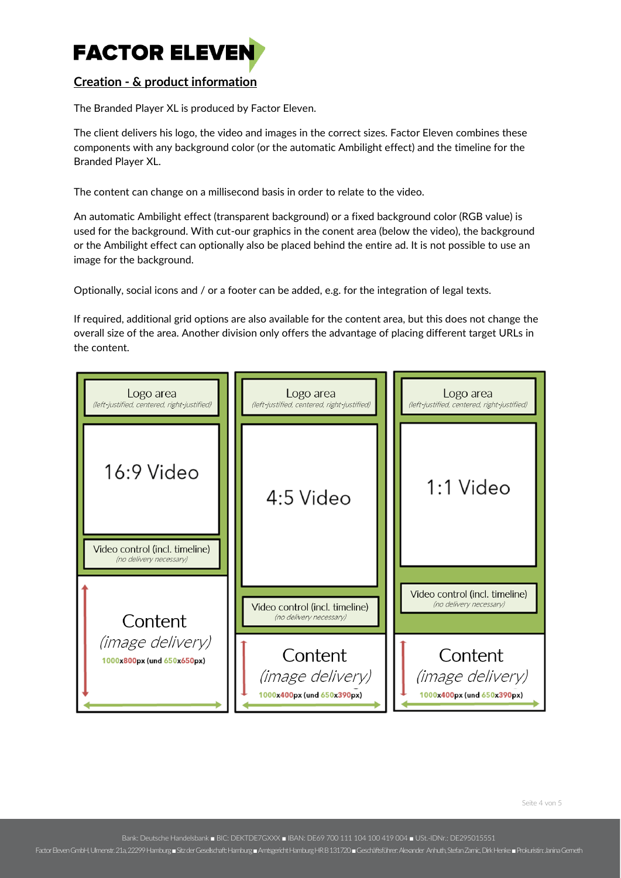## Creation - & product information

The Branded Player XL is produced by Factor Eleven.

The client delivers his logo, the video and images in the correct sizes. Factor Eleven combines these components with any background color (or the automatic Ambilight effect) and the timeline for the Branded Player XL.

The content can change on a millisecond basis in order to relate to the video.

An automatic Ambilight effect (transparent background) or a fixed background color (RGB value) is used for the background. With cut-our graphics in the conent area (below the video), the background or the Ambilight effect can optionally also be placed behind the entire ad. It is not possible to use an image for the background.

Optionally, social icons and / or a footer can be added, e.g. for the integration of legal texts.

If required, additional grid options are also available for the content area, but this does not change the overall size of the area. Another division only offers the advantage of placing different target URLs in the content.

| 16:9 | 4:5 | 1:1 |
|---|---|---|
| Logo area *(left-justified, centered, right-justified)* | Logo area *(left-justified, centered, right-justified)* | Logo area *(left-justified, centered, right-justified)* |
| 16:9 Video | 4:5 Video | 1:1 Video |
| Video control (incl. timeline) *(no delivery necessary)* | Video control (incl. timeline) *(no delivery necessary)* | Video control (incl. timeline) *(no delivery necessary)* |
| Content *(image delivery)* **1000x800px (und 650x650px)** | Content *(image delivery)* **1000x400px (und 650x390px)** | Content *(image delivery)* **1000x400px (und 650x390px)** |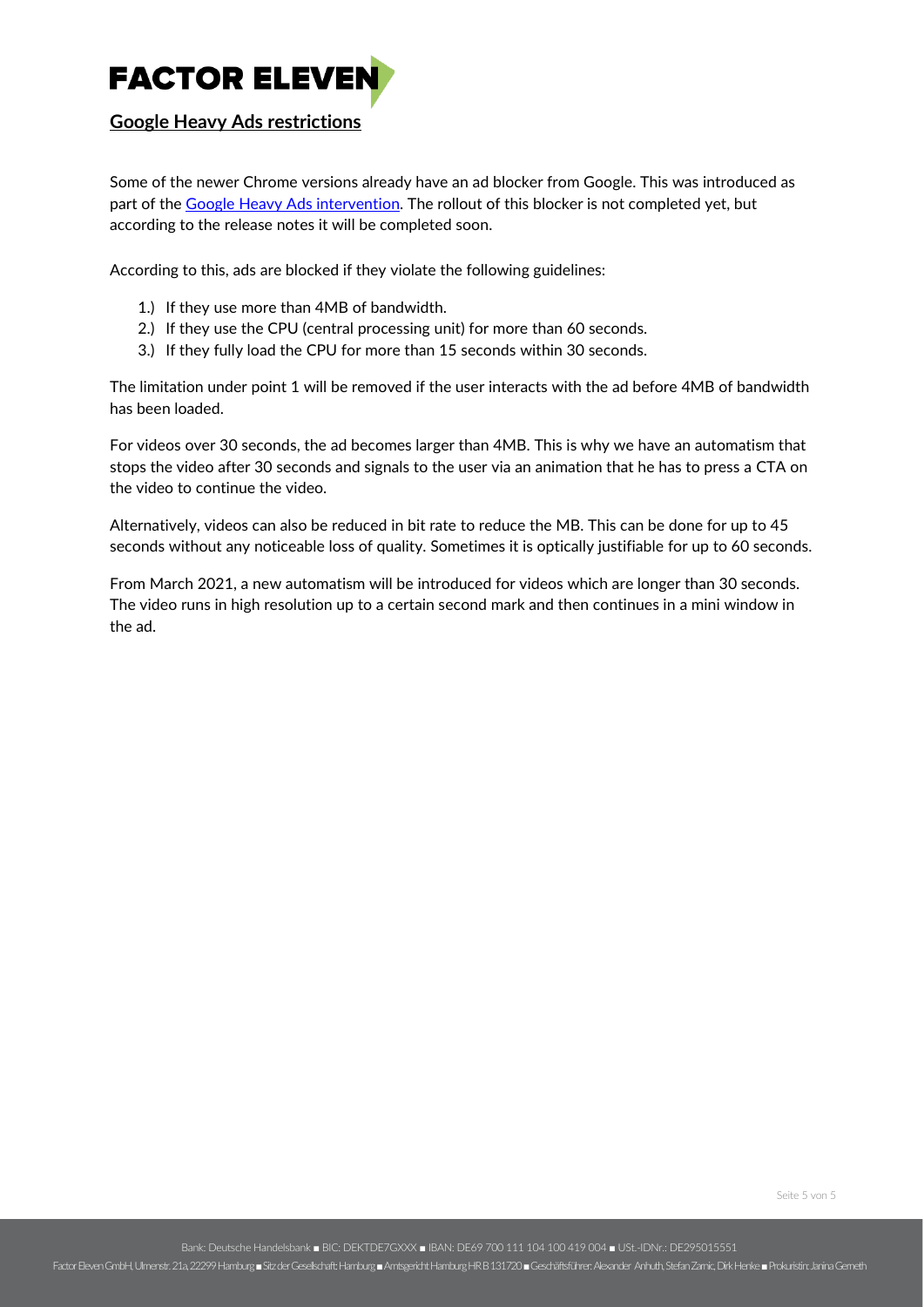## Google Heavy Ads restrictions

Some of the newer Chrome versions already have an ad blocker from Google. This was introduced as part of the Google Heavy Ads intervention. The rollout of this blocker is not completed yet, but according to the release notes it will be completed soon.

According to this, ads are blocked if they violate the following guidelines:

1.) If they use more than 4MB of bandwidth.
2.) If they use the CPU (central processing unit) for more than 60 seconds.
3.) If they fully load the CPU for more than 15 seconds within 30 seconds.

The limitation under point 1 will be removed if the user interacts with the ad before 4MB of bandwidth has been loaded.

For videos over 30 seconds, the ad becomes larger than 4MB. This is why we have an automatism that stops the video after 30 seconds and signals to the user via an animation that he has to press a CTA on the video to continue the video.

Alternatively, videos can also be reduced in bit rate to reduce the MB. This can be done for up to 45 seconds without any noticeable loss of quality. Sometimes it is optically justifiable for up to 60 seconds.

From March 2021, a new automatism will be introduced for videos which are longer than 30 seconds. The video runs in high resolution up to a certain second mark and then continues in a mini window in the ad.